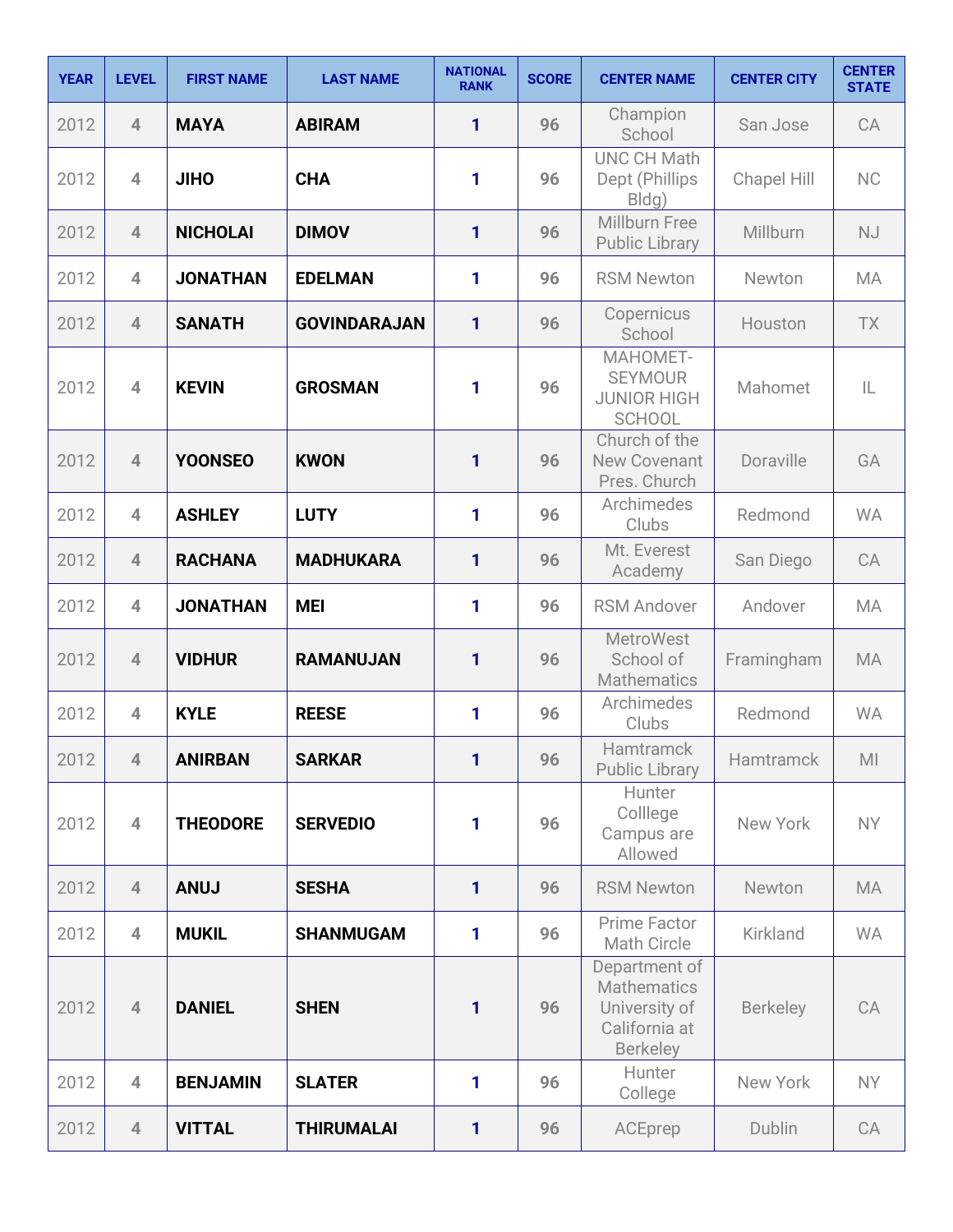| YEAR | LEVEL | FIRST NAME | LAST NAME | NATIONAL RANK | SCORE | CENTER NAME | CENTER CITY | CENTER STATE |
|---|---|---|---|---|---|---|---|---|
| 2012 | 4 | **MAYA** | **ABIRAM** | 1 | 96 | Champion School | San Jose | CA |
| 2012 | 4 | **JIHO** | **CHA** | 1 | 96 | UNC CH Math Dept (Phillips Bldg) | Chapel Hill | NC |
| 2012 | 4 | **NICHOLAI** | **DIMOV** | 1 | 96 | Millburn Free Public Library | Millburn | NJ |
| 2012 | 4 | **JONATHAN** | **EDELMAN** | 1 | 96 | RSM Newton | Newton | MA |
| 2012 | 4 | **SANATH** | **GOVINDARAJAN** | 1 | 96 | Copernicus School | Houston | TX |
| 2012 | 4 | **KEVIN** | **GROSMAN** | 1 | 96 | MAHOMET-SEYMOUR JUNIOR HIGH SCHOOL | Mahomet | IL |
| 2012 | 4 | **YOONSEO** | **KWON** | 1 | 96 | Church of the New Covenant Pres. Church | Doraville | GA |
| 2012 | 4 | **ASHLEY** | **LUTY** | 1 | 96 | Archimedes Clubs | Redmond | WA |
| 2012 | 4 | **RACHANA** | **MADHUKARA** | 1 | 96 | Mt. Everest Academy | San Diego | CA |
| 2012 | 4 | **JONATHAN** | **MEI** | 1 | 96 | RSM Andover | Andover | MA |
| 2012 | 4 | **VIDHUR** | **RAMANUJAN** | 1 | 96 | MetroWest School of Mathematics | Framingham | MA |
| 2012 | 4 | **KYLE** | **REESE** | 1 | 96 | Archimedes Clubs | Redmond | WA |
| 2012 | 4 | **ANIRBAN** | **SARKAR** | 1 | 96 | Hamtramck Public Library | Hamtramck | MI |
| 2012 | 4 | **THEODORE** | **SERVEDIO** | 1 | 96 | Hunter Colllege Campus are Allowed | New York | NY |
| 2012 | 4 | **ANUJ** | **SESHA** | 1 | 96 | RSM Newton | Newton | MA |
| 2012 | 4 | **MUKIL** | **SHANMUGAM** | 1 | 96 | Prime Factor Math Circle | Kirkland | WA |
| 2012 | 4 | **DANIEL** | **SHEN** | 1 | 96 | Department of Mathematics University of California at Berkeley | Berkeley | CA |
| 2012 | 4 | **BENJAMIN** | **SLATER** | 1 | 96 | Hunter College | New York | NY |
| 2012 | 4 | **VITTAL** | **THIRUMALAI** | 1 | 96 | ACEprep | Dublin | CA |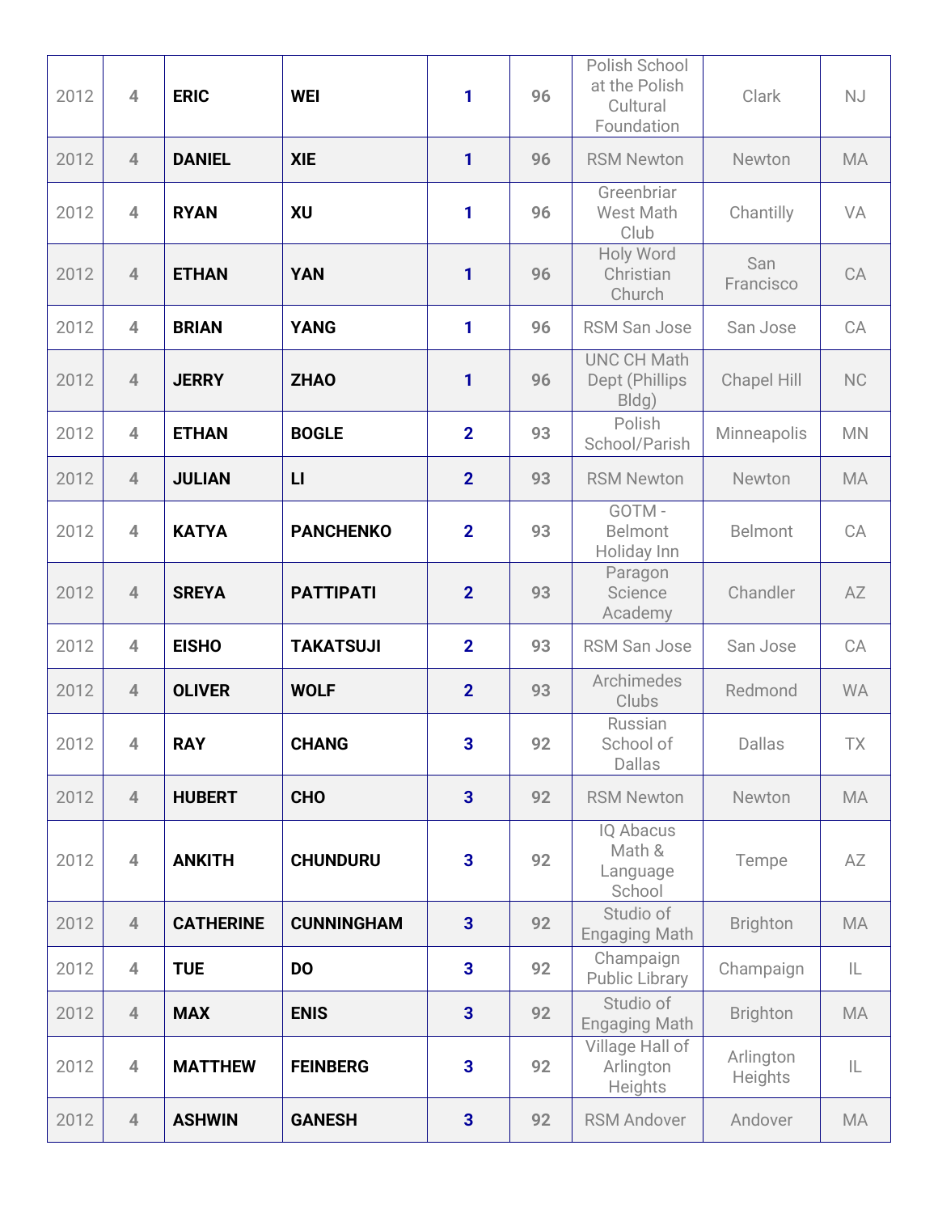| 2012 | 4 | ERIC | WEI | 1 | 96 | Polish School at the Polish Cultural Foundation | Clark | NJ |
|---|---|---|---|---|---|---|---|---|
| 2012 | 4 | DANIEL | XIE | 1 | 96 | RSM Newton | Newton | MA |
| 2012 | 4 | RYAN | XU | 1 | 96 | Greenbriar West Math Club | Chantilly | VA |
| 2012 | 4 | ETHAN | YAN | 1 | 96 | Holy Word Christian Church | San Francisco | CA |
| 2012 | 4 | BRIAN | YANG | 1 | 96 | RSM San Jose | San Jose | CA |
| 2012 | 4 | JERRY | ZHAO | 1 | 96 | UNC CH Math Dept (Phillips Bldg) | Chapel Hill | NC |
| 2012 | 4 | ETHAN | BOGLE | 2 | 93 | Polish School/Parish | Minneapolis | MN |
| 2012 | 4 | JULIAN | LI | 2 | 93 | RSM Newton | Newton | MA |
| 2012 | 4 | KATYA | PANCHENKO | 2 | 93 | GOTM - Belmont Holiday Inn | Belmont | CA |
| 2012 | 4 | SREYA | PATTIPATI | 2 | 93 | Paragon Science Academy | Chandler | AZ |
| 2012 | 4 | EISHO | TAKATSUJI | 2 | 93 | RSM San Jose | San Jose | CA |
| 2012 | 4 | OLIVER | WOLF | 2 | 93 | Archimedes Clubs | Redmond | WA |
| 2012 | 4 | RAY | CHANG | 3 | 92 | Russian School of Dallas | Dallas | TX |
| 2012 | 4 | HUBERT | CHO | 3 | 92 | RSM Newton | Newton | MA |
| 2012 | 4 | ANKITH | CHUNDURU | 3 | 92 | IQ Abacus Math & Language School | Tempe | AZ |
| 2012 | 4 | CATHERINE | CUNNINGHAM | 3 | 92 | Studio of Engaging Math | Brighton | MA |
| 2012 | 4 | TUE | DO | 3 | 92 | Champaign Public Library | Champaign | IL |
| 2012 | 4 | MAX | ENIS | 3 | 92 | Studio of Engaging Math | Brighton | MA |
| 2012 | 4 | MATTHEW | FEINBERG | 3 | 92 | Village Hall of Arlington Heights | Arlington Heights | IL |
| 2012 | 4 | ASHWIN | GANESH | 3 | 92 | RSM Andover | Andover | MA |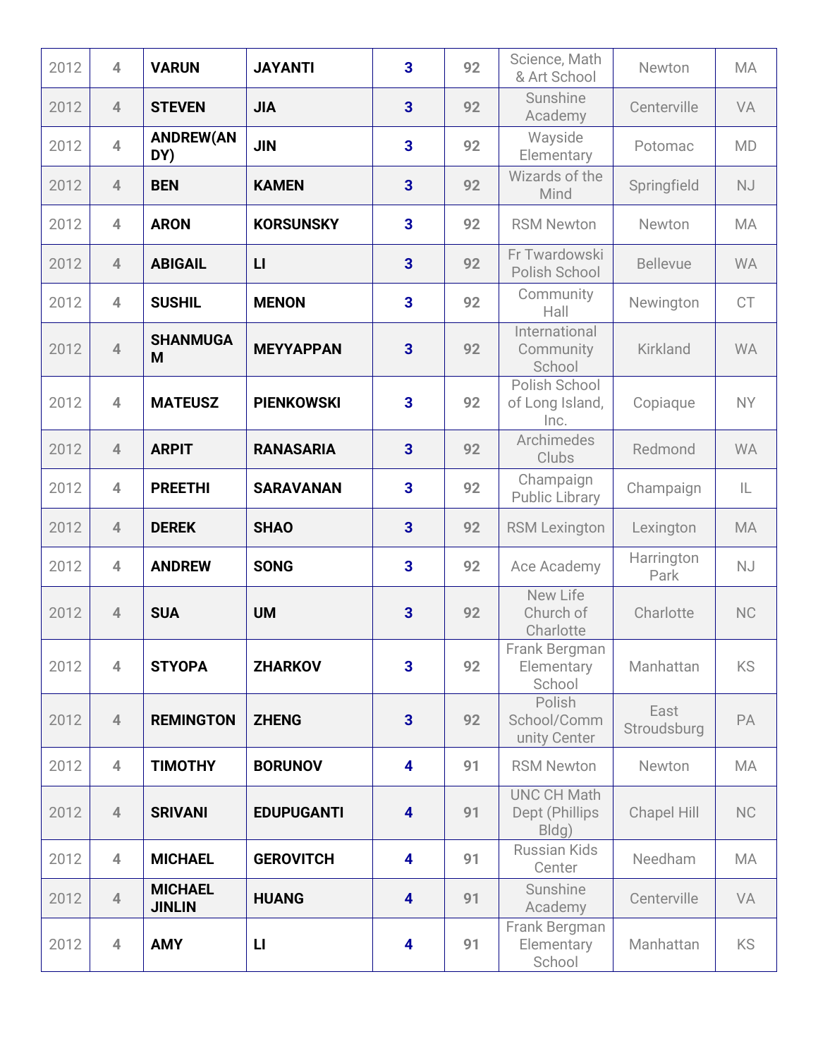| | | | | | | | | |
|---|---|---|---|---|---|---|---|---|
| 2012 | 4 | **VARUN** | **JAYANTI** | **3** | **92** | Science, Math & Art School | Newton | MA |
| 2012 | 4 | **STEVEN** | **JIA** | **3** | **92** | Sunshine Academy | Centerville | VA |
| 2012 | 4 | **ANDREW(ANDY)** | **JIN** | **3** | **92** | Wayside Elementary | Potomac | MD |
| 2012 | 4 | **BEN** | **KAMEN** | **3** | **92** | Wizards of the Mind | Springfield | NJ |
| 2012 | 4 | **ARON** | **KORSUNSKY** | **3** | **92** | RSM Newton | Newton | MA |
| 2012 | 4 | **ABIGAIL** | **LI** | **3** | **92** | Fr Twardowski Polish School | Bellevue | WA |
| 2012 | 4 | **SUSHIL** | **MENON** | **3** | **92** | Community Hall | Newington | CT |
| 2012 | 4 | **SHANMUGAM** | **MEYYAPPAN** | **3** | **92** | International Community School | Kirkland | WA |
| 2012 | 4 | **MATEUSZ** | **PIENKOWSKI** | **3** | **92** | Polish School of Long Island, Inc. | Copiaque | NY |
| 2012 | 4 | **ARPIT** | **RANASARIA** | **3** | **92** | Archimedes Clubs | Redmond | WA |
| 2012 | 4 | **PREETHI** | **SARAVANAN** | **3** | **92** | Champaign Public Library | Champaign | IL |
| 2012 | 4 | **DEREK** | **SHAO** | **3** | **92** | RSM Lexington | Lexington | MA |
| 2012 | 4 | **ANDREW** | **SONG** | **3** | **92** | Ace Academy | Harrington Park | NJ |
| 2012 | 4 | **SUA** | **UM** | **3** | **92** | New Life Church of Charlotte | Charlotte | NC |
| 2012 | 4 | **STYOPA** | **ZHARKOV** | **3** | **92** | Frank Bergman Elementary School | Manhattan | KS |
| 2012 | 4 | **REMINGTON** | **ZHENG** | **3** | **92** | Polish School/Community Center | East Stroudsburg | PA |
| 2012 | 4 | **TIMOTHY** | **BORUNOV** | **4** | **91** | RSM Newton | Newton | MA |
| 2012 | 4 | **SRIVANI** | **EDUPUGANTI** | **4** | **91** | UNC CH Math Dept (Phillips Bldg) | Chapel Hill | NC |
| 2012 | 4 | **MICHAEL** | **GEROVITCH** | **4** | **91** | Russian Kids Center | Needham | MA |
| 2012 | 4 | **MICHAEL JINLIN** | **HUANG** | **4** | **91** | Sunshine Academy | Centerville | VA |
| 2012 | 4 | **AMY** | **LI** | **4** | **91** | Frank Bergman Elementary School | Manhattan | KS |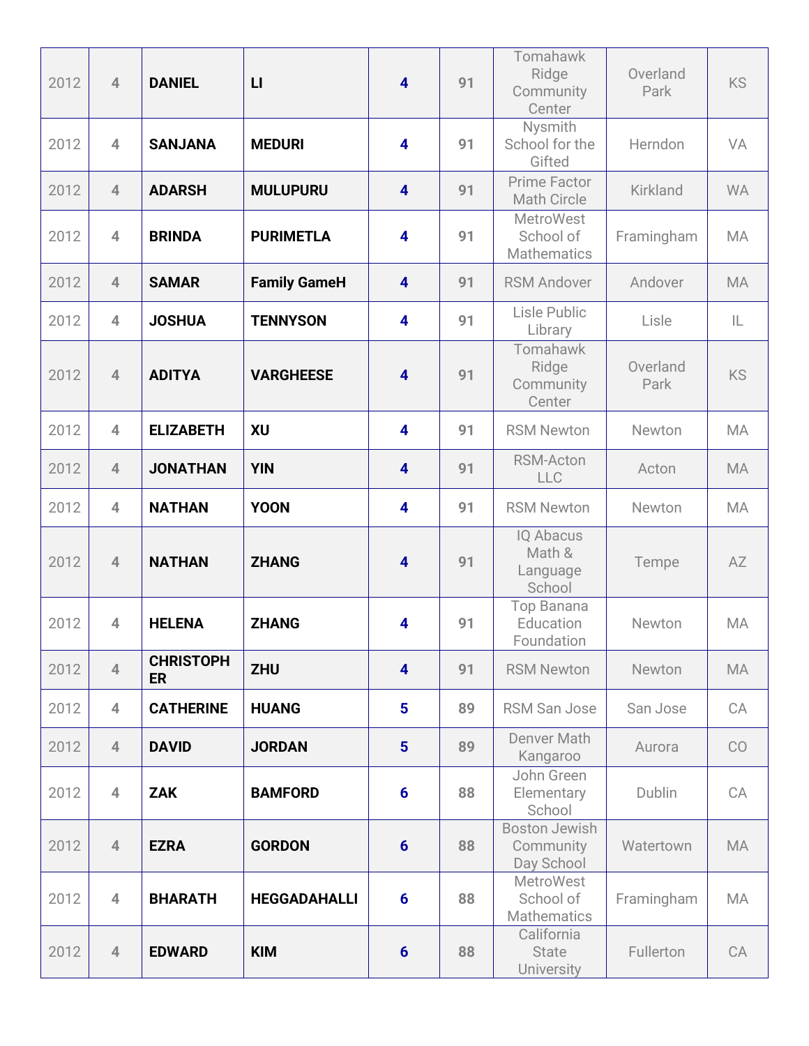| | | | | | | | | |
|---|---|---|---|---|---|---|---|---|
| 2012 | 4 | **DANIEL** | **LI** | 4 | 91 | Tomahawk Ridge Community Center | Overland Park | KS |
| 2012 | 4 | **SANJANA** | **MEDURI** | 4 | 91 | Nysmith School for the Gifted | Herndon | VA |
| 2012 | 4 | **ADARSH** | **MULUPURU** | 4 | 91 | Prime Factor Math Circle | Kirkland | WA |
| 2012 | 4 | **BRINDA** | **PURIMETLA** | 4 | 91 | MetroWest School of Mathematics | Framingham | MA |
| 2012 | 4 | **SAMAR** | **Family GameH** | 4 | 91 | RSM Andover | Andover | MA |
| 2012 | 4 | **JOSHUA** | **TENNYSON** | 4 | 91 | Lisle Public Library | Lisle | IL |
| 2012 | 4 | **ADITYA** | **VARGHEESE** | 4 | 91 | Tomahawk Ridge Community Center | Overland Park | KS |
| 2012 | 4 | **ELIZABETH** | **XU** | 4 | 91 | RSM Newton | Newton | MA |
| 2012 | 4 | **JONATHAN** | **YIN** | 4 | 91 | RSM-Acton LLC | Acton | MA |
| 2012 | 4 | **NATHAN** | **YOON** | 4 | 91 | RSM Newton | Newton | MA |
| 2012 | 4 | **NATHAN** | **ZHANG** | 4 | 91 | IQ Abacus Math & Language School | Tempe | AZ |
| 2012 | 4 | **HELENA** | **ZHANG** | 4 | 91 | Top Banana Education Foundation | Newton | MA |
| 2012 | 4 | **CHRISTOPHER** | **ZHU** | 4 | 91 | RSM Newton | Newton | MA |
| 2012 | 4 | **CATHERINE** | **HUANG** | 5 | 89 | RSM San Jose | San Jose | CA |
| 2012 | 4 | **DAVID** | **JORDAN** | 5 | 89 | Denver Math Kangaroo | Aurora | CO |
| 2012 | 4 | **ZAK** | **BAMFORD** | 6 | 88 | John Green Elementary School | Dublin | CA |
| 2012 | 4 | **EZRA** | **GORDON** | 6 | 88 | Boston Jewish Community Day School | Watertown | MA |
| 2012 | 4 | **BHARATH** | **HEGGADAHALLI** | 6 | 88 | MetroWest School of Mathematics | Framingham | MA |
| 2012 | 4 | **EDWARD** | **KIM** | 6 | 88 | California State University | Fullerton | CA |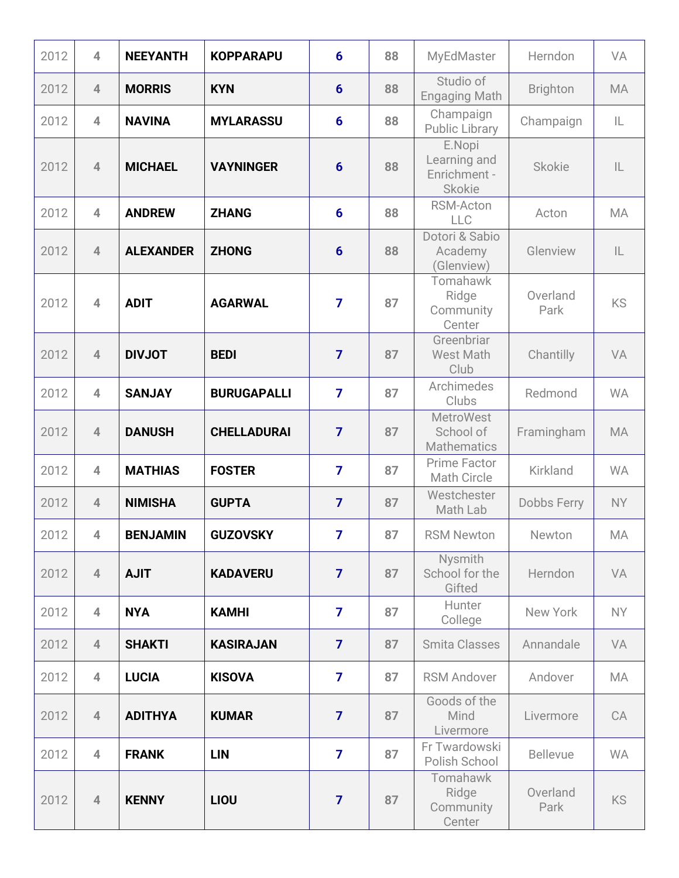| | | | | | | | | |
|---|---|---|---|---|---|---|---|---|
| 2012 | 4 | **NEEYANTH** | **KOPPARAPU** | **6** | **88** | MyEdMaster | Herndon | VA |
| 2012 | 4 | **MORRIS** | **KYN** | **6** | **88** | Studio of Engaging Math | Brighton | MA |
| 2012 | 4 | **NAVINA** | **MYLARASSU** | **6** | **88** | Champaign Public Library | Champaign | IL |
| 2012 | 4 | **MICHAEL** | **VAYNINGER** | **6** | **88** | E.Nopi Learning and Enrichment - Skokie | Skokie | IL |
| 2012 | 4 | **ANDREW** | **ZHANG** | **6** | **88** | RSM-Acton LLC | Acton | MA |
| 2012 | 4 | **ALEXANDER** | **ZHONG** | **6** | **88** | Dotori & Sabio Academy (Glenview) | Glenview | IL |
| 2012 | 4 | **ADIT** | **AGARWAL** | **7** | **87** | Tomahawk Ridge Community Center | Overland Park | KS |
| 2012 | 4 | **DIVJOT** | **BEDI** | **7** | **87** | Greenbriar West Math Club | Chantilly | VA |
| 2012 | 4 | **SANJAY** | **BURUGAPALLI** | **7** | **87** | Archimedes Clubs | Redmond | WA |
| 2012 | 4 | **DANUSH** | **CHELLADURAI** | **7** | **87** | MetroWest School of Mathematics | Framingham | MA |
| 2012 | 4 | **MATHIAS** | **FOSTER** | **7** | **87** | Prime Factor Math Circle | Kirkland | WA |
| 2012 | 4 | **NIMISHA** | **GUPTA** | **7** | **87** | Westchester Math Lab | Dobbs Ferry | NY |
| 2012 | 4 | **BENJAMIN** | **GUZOVSKY** | **7** | **87** | RSM Newton | Newton | MA |
| 2012 | 4 | **AJIT** | **KADAVERU** | **7** | **87** | Nysmith School for the Gifted | Herndon | VA |
| 2012 | 4 | **NYA** | **KAMHI** | **7** | **87** | Hunter College | New York | NY |
| 2012 | 4 | **SHAKTI** | **KASIRAJAN** | **7** | **87** | Smita Classes | Annandale | VA |
| 2012 | 4 | **LUCIA** | **KISOVA** | **7** | **87** | RSM Andover | Andover | MA |
| 2012 | 4 | **ADITHYA** | **KUMAR** | **7** | **87** | Goods of the Mind Livermore | Livermore | CA |
| 2012 | 4 | **FRANK** | **LIN** | **7** | **87** | Fr Twardowski Polish School | Bellevue | WA |
| 2012 | 4 | **KENNY** | **LIOU** | **7** | **87** | Tomahawk Ridge Community Center | Overland Park | KS |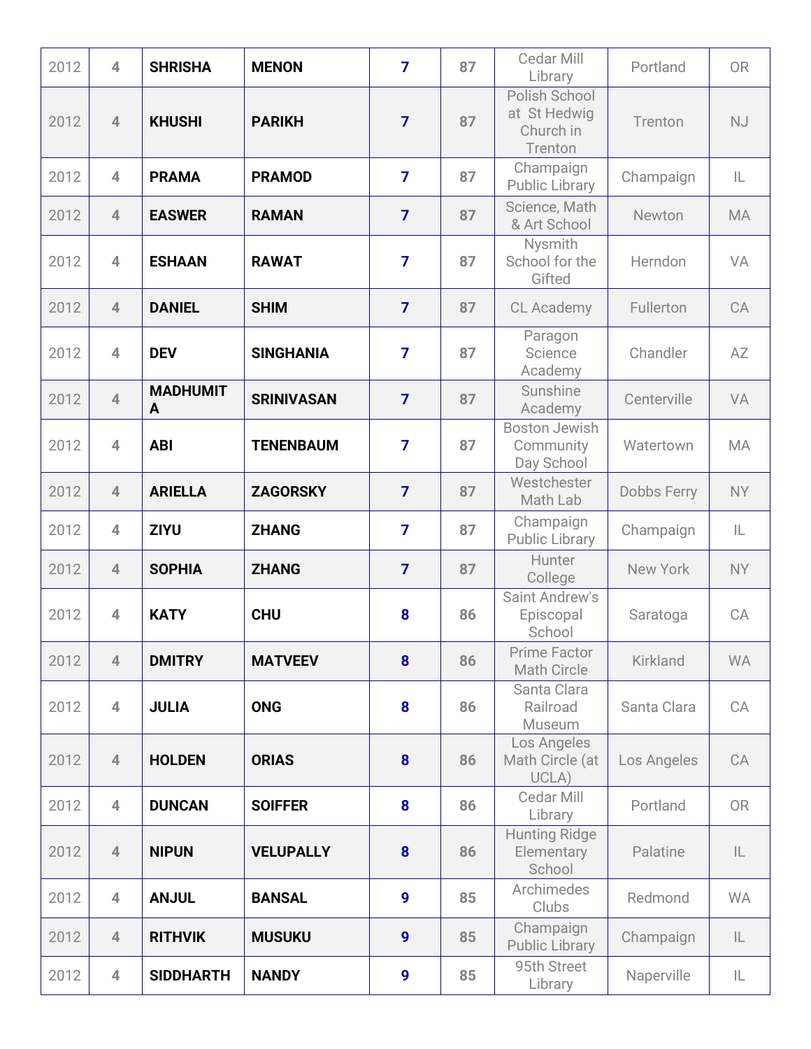| | | | | | | | | |
|---|---|---|---|---|---|---|---|---|
| 2012 | 4 | **SHRISHA** | **MENON** | **7** | **87** | Cedar Mill Library | Portland | OR |
| 2012 | 4 | **KHUSHI** | **PARIKH** | **7** | **87** | Polish School at St Hedwig Church in Trenton | Trenton | NJ |
| 2012 | 4 | **PRAMA** | **PRAMOD** | **7** | **87** | Champaign Public Library | Champaign | IL |
| 2012 | 4 | **EASWER** | **RAMAN** | **7** | **87** | Science, Math & Art School | Newton | MA |
| 2012 | 4 | **ESHAAN** | **RAWAT** | **7** | **87** | Nysmith School for the Gifted | Herndon | VA |
| 2012 | 4 | **DANIEL** | **SHIM** | **7** | **87** | CL Academy | Fullerton | CA |
| 2012 | 4 | **DEV** | **SINGHANIA** | **7** | **87** | Paragon Science Academy | Chandler | AZ |
| 2012 | 4 | **MADHUMITA** | **SRINIVASAN** | **7** | **87** | Sunshine Academy | Centerville | VA |
| 2012 | 4 | **ABI** | **TENENBAUM** | **7** | **87** | Boston Jewish Community Day School | Watertown | MA |
| 2012 | 4 | **ARIELLA** | **ZAGORSKY** | **7** | **87** | Westchester Math Lab | Dobbs Ferry | NY |
| 2012 | 4 | **ZIYU** | **ZHANG** | **7** | **87** | Champaign Public Library | Champaign | IL |
| 2012 | 4 | **SOPHIA** | **ZHANG** | **7** | **87** | Hunter College | New York | NY |
| 2012 | 4 | **KATY** | **CHU** | **8** | **86** | Saint Andrew's Episcopal School | Saratoga | CA |
| 2012 | 4 | **DMITRY** | **MATVEEV** | **8** | **86** | Prime Factor Math Circle | Kirkland | WA |
| 2012 | 4 | **JULIA** | **ONG** | **8** | **86** | Santa Clara Railroad Museum | Santa Clara | CA |
| 2012 | 4 | **HOLDEN** | **ORIAS** | **8** | **86** | Los Angeles Math Circle (at UCLA) | Los Angeles | CA |
| 2012 | 4 | **DUNCAN** | **SOIFFER** | **8** | **86** | Cedar Mill Library | Portland | OR |
| 2012 | 4 | **NIPUN** | **VELUPALLY** | **8** | **86** | Hunting Ridge Elementary School | Palatine | IL |
| 2012 | 4 | **ANJUL** | **BANSAL** | **9** | **85** | Archimedes Clubs | Redmond | WA |
| 2012 | 4 | **RITHVIK** | **MUSUKU** | **9** | **85** | Champaign Public Library | Champaign | IL |
| 2012 | 4 | **SIDDHARTH** | **NANDY** | **9** | **85** | 95th Street Library | Naperville | IL |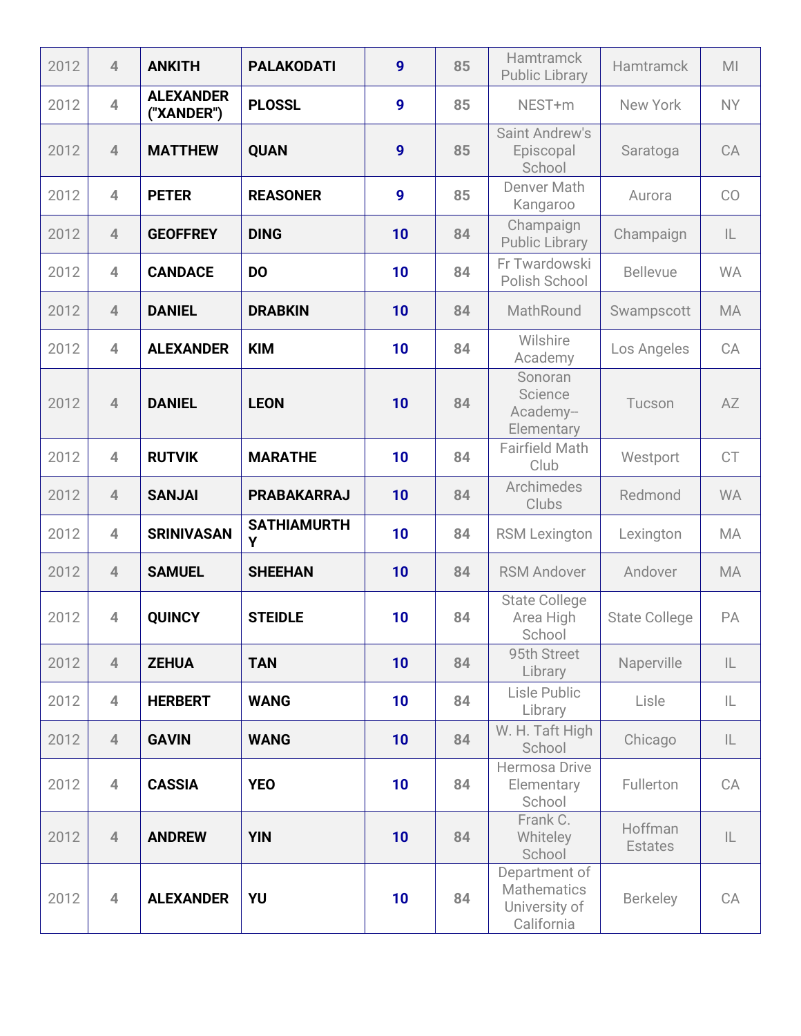| | | | | | | | | |
|---|---|---|---|---|---|---|---|---|
| 2012 | 4 | **ANKITH** | **PALAKODATI** | **9** | **85** | Hamtramck Public Library | Hamtramck | MI |
| 2012 | 4 | **ALEXANDER ("XANDER")** | **PLOSSL** | **9** | **85** | NEST+m | New York | NY |
| 2012 | 4 | **MATTHEW** | **QUAN** | **9** | **85** | Saint Andrew's Episcopal School | Saratoga | CA |
| 2012 | 4 | **PETER** | **REASONER** | **9** | **85** | Denver Math Kangaroo | Aurora | CO |
| 2012 | 4 | **GEOFFREY** | **DING** | **10** | **84** | Champaign Public Library | Champaign | IL |
| 2012 | 4 | **CANDACE** | **DO** | **10** | **84** | Fr Twardowski Polish School | Bellevue | WA |
| 2012 | 4 | **DANIEL** | **DRABKIN** | **10** | **84** | MathRound | Swampscott | MA |
| 2012 | 4 | **ALEXANDER** | **KIM** | **10** | **84** | Wilshire Academy | Los Angeles | CA |
| 2012 | 4 | **DANIEL** | **LEON** | **10** | **84** | Sonoran Science Academy--Elementary | Tucson | AZ |
| 2012 | 4 | **RUTVIK** | **MARATHE** | **10** | **84** | Fairfield Math Club | Westport | CT |
| 2012 | 4 | **SANJAI** | **PRABAKARRAJ** | **10** | **84** | Archimedes Clubs | Redmond | WA |
| 2012 | 4 | **SRINIVASAN** | **SATHIAMURTHY** | **10** | **84** | RSM Lexington | Lexington | MA |
| 2012 | 4 | **SAMUEL** | **SHEEHAN** | **10** | **84** | RSM Andover | Andover | MA |
| 2012 | 4 | **QUINCY** | **STEIDLE** | **10** | **84** | State College Area High School | State College | PA |
| 2012 | 4 | **ZEHUA** | **TAN** | **10** | **84** | 95th Street Library | Naperville | IL |
| 2012 | 4 | **HERBERT** | **WANG** | **10** | **84** | Lisle Public Library | Lisle | IL |
| 2012 | 4 | **GAVIN** | **WANG** | **10** | **84** | W. H. Taft High School | Chicago | IL |
| 2012 | 4 | **CASSIA** | **YEO** | **10** | **84** | Hermosa Drive Elementary School | Fullerton | CA |
| 2012 | 4 | **ANDREW** | **YIN** | **10** | **84** | Frank C. Whiteley School | Hoffman Estates | IL |
| 2012 | 4 | **ALEXANDER** | **YU** | **10** | **84** | Department of Mathematics University of California | Berkeley | CA |